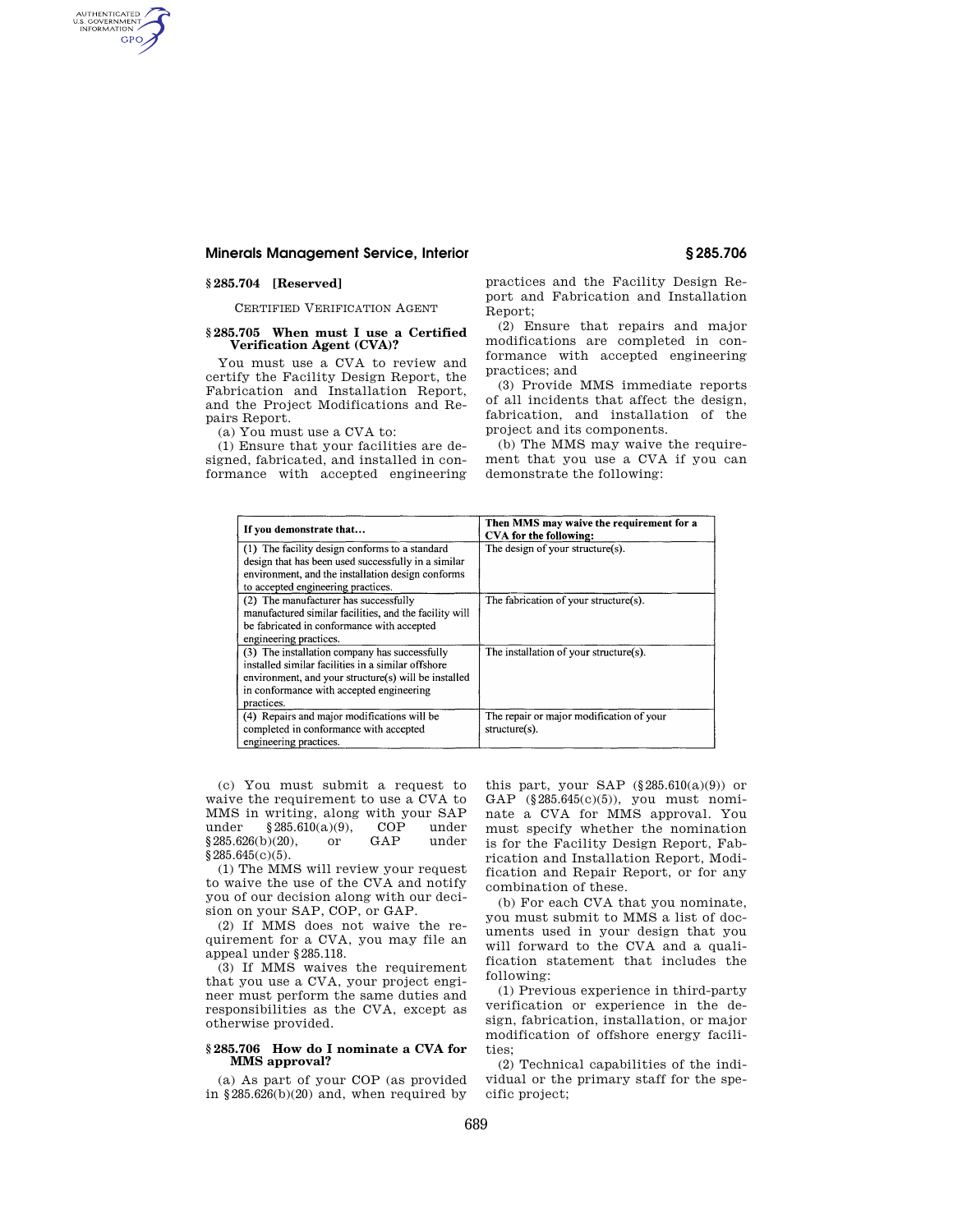### § 285.704 [Reserved]

CERTIFIED VERIFICATION AGENT

### § 285.705 When must I use a Certified Verification Agent (CVA)?

You must use a CVA to review and certify the Facility Design Report, the Fabrication and Installation Report, and the Project Modifications and Repairs Report.

(a) You must use a CVA to:

(1) Ensure that your facilities are designed, fabricated, and installed in conformance with accepted engineering practices and the Facility Design Report and Fabrication and Installation Report;

(2) Ensure that repairs and major modifications are completed in conformance with accepted engineering practices; and

(3) Provide MMS immediate reports of all incidents that affect the design, fabrication, and installation of the project and its components.

(b) The MMS may waive the requirement that you use a CVA if you can demonstrate the following:

| If you demonstrate that... | Then MMS may waive the requirement for a CVA for the following: |
|---|---|
| (1) The facility design conforms to a standard design that has been used successfully in a similar environment, and the installation design conforms to accepted engineering practices. | The design of your structure(s). |
| (2) The manufacturer has successfully manufactured similar facilities, and the facility will be fabricated in conformance with accepted engineering practices. | The fabrication of your structure(s). |
| (3) The installation company has successfully installed similar facilities in a similar offshore environment, and your structure(s) will be installed in conformance with accepted engineering practices. | The installation of your structure(s). |
| (4) Repairs and major modifications will be completed in conformance with accepted engineering practices. | The repair or major modification of your structure(s). |

(c) You must submit a request to waive the requirement to use a CVA to MMS in writing, along with your SAP under § 285.610(a)(9), COP under § 285.626(b)(20), or GAP under § 285.645(c)(5).

(1) The MMS will review your request to waive the use of the CVA and notify you of our decision along with our decision on your SAP, COP, or GAP.

(2) If MMS does not waive the requirement for a CVA, you may file an appeal under § 285.118.

(3) If MMS waives the requirement that you use a CVA, your project engineer must perform the same duties and responsibilities as the CVA, except as otherwise provided.

### § 285.706 How do I nominate a CVA for MMS approval?

(a) As part of your COP (as provided in § 285.626(b)(20) and, when required by this part, your SAP (§ 285.610(a)(9)) or GAP (§ 285.645(c)(5)), you must nominate a CVA for MMS approval. You must specify whether the nomination is for the Facility Design Report, Fabrication and Installation Report, Modification and Repair Report, or for any combination of these.

(b) For each CVA that you nominate, you must submit to MMS a list of documents used in your design that you will forward to the CVA and a qualification statement that includes the following:

(1) Previous experience in third-party verification or experience in the design, fabrication, installation, or major modification of offshore energy facilities;

(2) Technical capabilities of the individual or the primary staff for the specific project;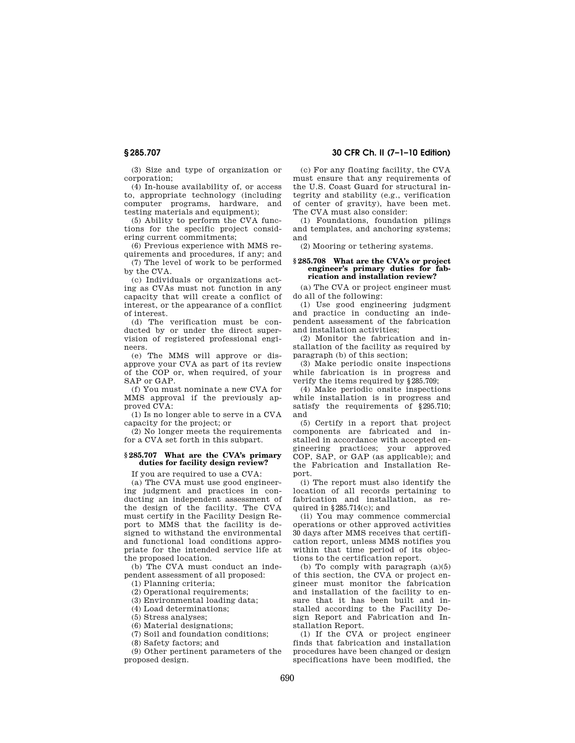(3) Size and type of organization or corporation;

(4) In-house availability of, or access to, appropriate technology (including computer programs, hardware, and testing materials and equipment);

(5) Ability to perform the CVA functions for the specific project considering current commitments;

(6) Previous experience with MMS requirements and procedures, if any; and

(7) The level of work to be performed by the CVA.

(c) Individuals or organizations acting as CVAs must not function in any capacity that will create a conflict of interest, or the appearance of a conflict of interest.

(d) The verification must be conducted by or under the direct supervision of registered professional engineers.

(e) The MMS will approve or disapprove your CVA as part of its review of the COP or, when required, of your SAP or GAP.

(f) You must nominate a new CVA for MMS approval if the previously approved CVA:

(1) Is no longer able to serve in a CVA capacity for the project; or

(2) No longer meets the requirements for a CVA set forth in this subpart.

### § 285.707 What are the CVA's primary duties for facility design review?

If you are required to use a CVA:

(a) The CVA must use good engineering judgment and practices in conducting an independent assessment of the design of the facility. The CVA must certify in the Facility Design Report to MMS that the facility is designed to withstand the environmental and functional load conditions appropriate for the intended service life at the proposed location.

(b) The CVA must conduct an independent assessment of all proposed:

(1) Planning criteria;

(2) Operational requirements;

(3) Environmental loading data;

(4) Load determinations;

(5) Stress analyses;

(6) Material designations;

(7) Soil and foundation conditions;

(8) Safety factors; and

(9) Other pertinent parameters of the proposed design.

(c) For any floating facility, the CVA must ensure that any requirements of the U.S. Coast Guard for structural integrity and stability (e.g., verification of center of gravity), have been met. The CVA must also consider:

(1) Foundations, foundation pilings and templates, and anchoring systems; and

(2) Mooring or tethering systems.

### § 285.708 What are the CVA's or project engineer's primary duties for fabrication and installation review?

(a) The CVA or project engineer must do all of the following:

(1) Use good engineering judgment and practice in conducting an independent assessment of the fabrication and installation activities;

(2) Monitor the fabrication and installation of the facility as required by paragraph (b) of this section;

(3) Make periodic onsite inspections while fabrication is in progress and verify the items required by § 285.709;

(4) Make periodic onsite inspections while installation is in progress and satisfy the requirements of § 295.710; and

(5) Certify in a report that project components are fabricated and installed in accordance with accepted engineering practices; your approved COP, SAP, or GAP (as applicable); and the Fabrication and Installation Report.

(i) The report must also identify the location of all records pertaining to fabrication and installation, as required in § 285.714(c); and

(ii) You may commence commercial operations or other approved activities 30 days after MMS receives that certification report, unless MMS notifies you within that time period of its objections to the certification report.

(b) To comply with paragraph (a)(5) of this section, the CVA or project engineer must monitor the fabrication and installation of the facility to ensure that it has been built and installed according to the Facility Design Report and Fabrication and Installation Report.

(1) If the CVA or project engineer finds that fabrication and installation procedures have been changed or design specifications have been modified, the